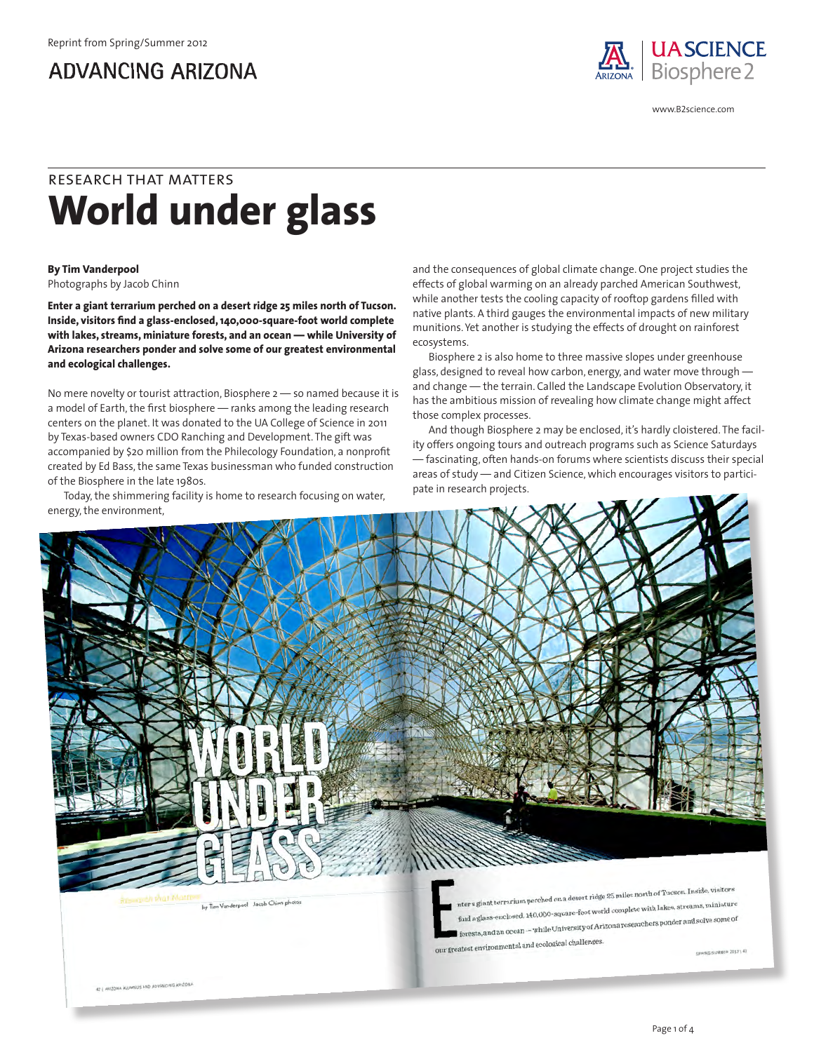Reprint from Spring/Summer 2012

ADVANCING ARIZONA

UA SCIENCE Biosphere 2

www.B2science.com

RESEARCH THAT MATTERS

# World under glass

**By Tim Vanderpool**
Photographs by Jacob Chinn

**Enter a giant terrarium perched on a desert ridge 25 miles north of Tucson. Inside, visitors find a glass-enclosed, 140,000-square-foot world complete with lakes, streams, miniature forests, and an ocean — while University of Arizona researchers ponder and solve some of our greatest environmental and ecological challenges.**

No mere novelty or tourist attraction, Biosphere 2 — so named because it is a model of Earth, the first biosphere — ranks among the leading research centers on the planet. It was donated to the UA College of Science in 2011 by Texas-based owners CDO Ranching and Development. The gift was accompanied by $20 million from the Philecology Foundation, a nonprofit created by Ed Bass, the same Texas businessman who funded construction of the Biosphere in the late 1980s.

Today, the shimmering facility is home to research focusing on water, energy, the environment, and the consequences of global climate change. One project studies the effects of global warming on an already parched American Southwest, while another tests the cooling capacity of rooftop gardens filled with native plants. A third gauges the environmental impacts of new military munitions. Yet another is studying the effects of drought on rainforest ecosystems.

Biosphere 2 is also home to three massive slopes under greenhouse glass, designed to reveal how carbon, energy, and water move through — and change — the terrain. Called the Landscape Evolution Observatory, it has the ambitious mission of revealing how climate change might affect those complex processes.

And though Biosphere 2 may be enclosed, it's hardly cloistered. The facility offers ongoing tours and outreach programs such as Science Saturdays — fascinating, often hands-on forums where scientists discuss their special areas of study — and Citizen Science, which encourages visitors to participate in research projects.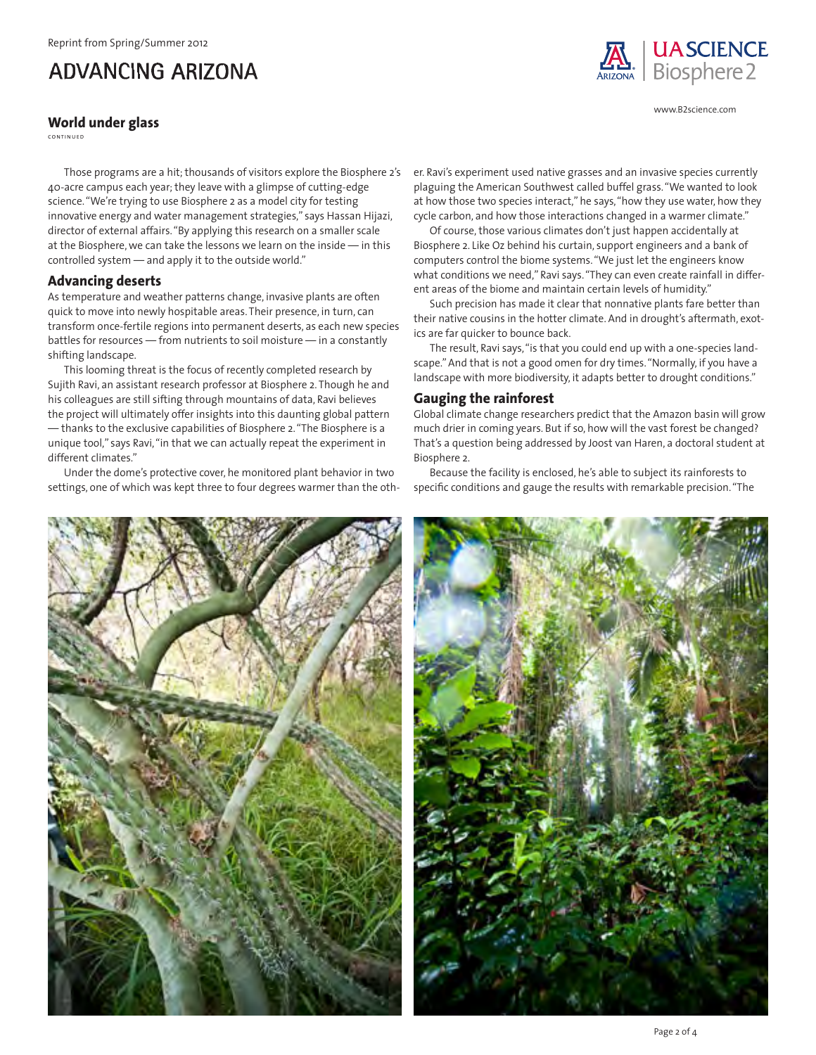## World under glass

CONTINUED

Those programs are a hit; thousands of visitors explore the Biosphere 2's 40-acre campus each year; they leave with a glimpse of cutting-edge science. "We're trying to use Biosphere 2 as a model city for testing innovative energy and water management strategies," says Hassan Hijazi, director of external affairs. "By applying this research on a smaller scale at the Biosphere, we can take the lessons we learn on the inside — in this controlled system — and apply it to the outside world."

### Advancing deserts

As temperature and weather patterns change, invasive plants are often quick to move into newly hospitable areas. Their presence, in turn, can transform once-fertile regions into permanent deserts, as each new species battles for resources — from nutrients to soil moisture — in a constantly shifting landscape.

This looming threat is the focus of recently completed research by Sujith Ravi, an assistant research professor at Biosphere 2. Though he and his colleagues are still sifting through mountains of data, Ravi believes the project will ultimately offer insights into this daunting global pattern — thanks to the exclusive capabilities of Biosphere 2. "The Biosphere is a unique tool," says Ravi, "in that we can actually repeat the experiment in different climates."

Under the dome's protective cover, he monitored plant behavior in two settings, one of which was kept three to four degrees warmer than the other. Ravi's experiment used native grasses and an invasive species currently plaguing the American Southwest called buffel grass. "We wanted to look at how those two species interact," he says, "how they use water, how they cycle carbon, and how those interactions changed in a warmer climate."

Of course, those various climates don't just happen accidentally at Biosphere 2. Like Oz behind his curtain, support engineers and a bank of computers control the biome systems. "We just let the engineers know what conditions we need," Ravi says. "They can even create rainfall in different areas of the biome and maintain certain levels of humidity."

Such precision has made it clear that nonnative plants fare better than their native cousins in the hotter climate. And in drought's aftermath, exotics are far quicker to bounce back.

The result, Ravi says, "is that you could end up with a one-species landscape." And that is not a good omen for dry times. "Normally, if you have a landscape with more biodiversity, it adapts better to drought conditions."

### Gauging the rainforest

Global climate change researchers predict that the Amazon basin will grow much drier in coming years. But if so, how will the vast forest be changed? That's a question being addressed by Joost van Haren, a doctoral student at Biosphere 2.

Because the facility is enclosed, he's able to subject its rainforests to specific conditions and gauge the results with remarkable precision. "The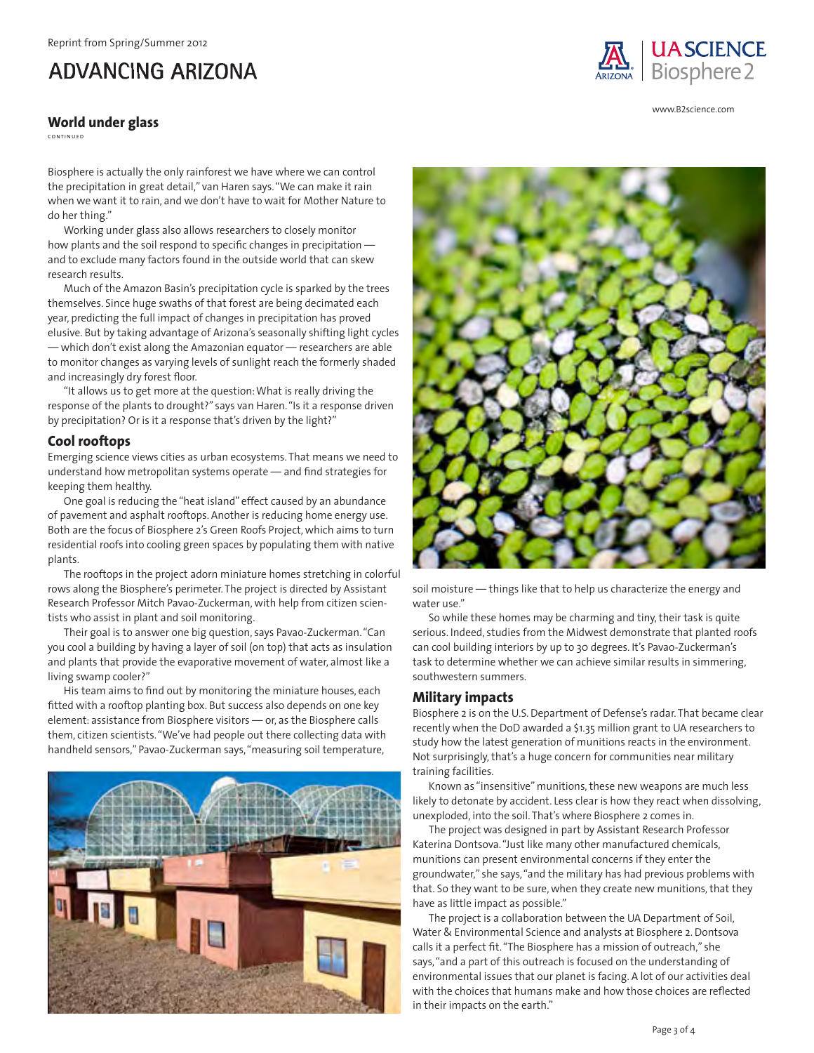## World under glass

CONTINUED

Biosphere is actually the only rainforest we have where we can control the precipitation in great detail," van Haren says. "We can make it rain when we want it to rain, and we don't have to wait for Mother Nature to do her thing."

Working under glass also allows researchers to closely monitor how plants and the soil respond to specific changes in precipitation — and to exclude many factors found in the outside world that can skew research results.

Much of the Amazon Basin's precipitation cycle is sparked by the trees themselves. Since huge swaths of that forest are being decimated each year, predicting the full impact of changes in precipitation has proved elusive. But by taking advantage of Arizona's seasonally shifting light cycles — which don't exist along the Amazonian equator — researchers are able to monitor changes as varying levels of sunlight reach the formerly shaded and increasingly dry forest floor.

"It allows us to get more at the question: What is really driving the response of the plants to drought?" says van Haren. "Is it a response driven by precipitation? Or is it a response that's driven by the light?"

### Cool rooftops

Emerging science views cities as urban ecosystems. That means we need to understand how metropolitan systems operate — and find strategies for keeping them healthy.

One goal is reducing the "heat island" effect caused by an abundance of pavement and asphalt rooftops. Another is reducing home energy use. Both are the focus of Biosphere 2's Green Roofs Project, which aims to turn residential roofs into cooling green spaces by populating them with native plants.

The rooftops in the project adorn miniature homes stretching in colorful rows along the Biosphere's perimeter. The project is directed by Assistant Research Professor Mitch Pavao-Zuckerman, with help from citizen scientists who assist in plant and soil monitoring.

Their goal is to answer one big question, says Pavao-Zuckerman. "Can you cool a building by having a layer of soil (on top) that acts as insulation and plants that provide the evaporative movement of water, almost like a living swamp cooler?"

His team aims to find out by monitoring the miniature houses, each fitted with a rooftop planting box. But success also depends on one key element: assistance from Biosphere visitors — or, as the Biosphere calls them, citizen scientists. "We've had people out there collecting data with handheld sensors," Pavao-Zuckerman says, "measuring soil temperature, soil moisture — things like that to help us characterize the energy and water use."

So while these homes may be charming and tiny, their task is quite serious. Indeed, studies from the Midwest demonstrate that planted roofs can cool building interiors by up to 30 degrees. It's Pavao-Zuckerman's task to determine whether we can achieve similar results in simmering, southwestern summers.

### Military impacts

Biosphere 2 is on the U.S. Department of Defense's radar. That became clear recently when the DoD awarded a $1.35 million grant to UA researchers to study how the latest generation of munitions reacts in the environment. Not surprisingly, that's a huge concern for communities near military training facilities.

Known as "insensitive" munitions, these new weapons are much less likely to detonate by accident. Less clear is how they react when dissolving, unexploded, into the soil. That's where Biosphere 2 comes in.

The project was designed in part by Assistant Research Professor Katerina Dontsova. "Just like many other manufactured chemicals, munitions can present environmental concerns if they enter the groundwater," she says, "and the military has had previous problems with that. So they want to be sure, when they create new munitions, that they have as little impact as possible."

The project is a collaboration between the UA Department of Soil, Water & Environmental Science and analysts at Biosphere 2. Dontsova calls it a perfect fit. "The Biosphere has a mission of outreach," she says, "and a part of this outreach is focused on the understanding of environmental issues that our planet is facing. A lot of our activities deal with the choices that humans make and how those choices are reflected in their impacts on the earth."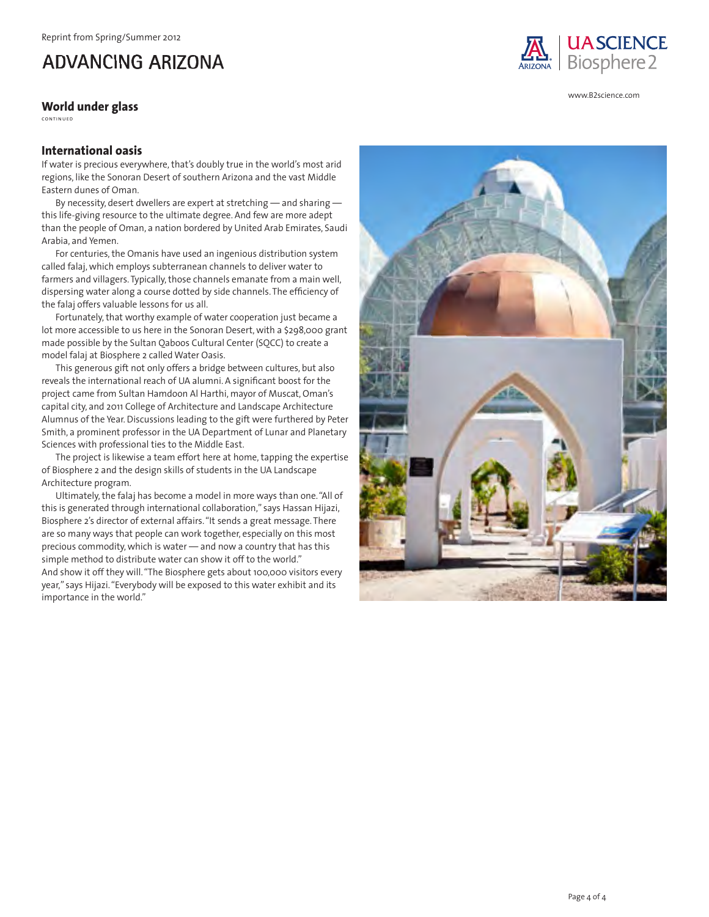Reprint from Spring/Summer 2012

# ADVANCING ARIZONA

www.B2science.com

## World under glass

CONTINUED

### International oasis

If water is precious everywhere, that's doubly true in the world's most arid regions, like the Sonoran Desert of southern Arizona and the vast Middle Eastern dunes of Oman.

By necessity, desert dwellers are expert at stretching — and sharing — this life-giving resource to the ultimate degree. And few are more adept than the people of Oman, a nation bordered by United Arab Emirates, Saudi Arabia, and Yemen.

For centuries, the Omanis have used an ingenious distribution system called falaj, which employs subterranean channels to deliver water to farmers and villagers. Typically, those channels emanate from a main well, dispersing water along a course dotted by side channels. The efficiency of the falaj offers valuable lessons for us all.

Fortunately, that worthy example of water cooperation just became a lot more accessible to us here in the Sonoran Desert, with a $298,000 grant made possible by the Sultan Qaboos Cultural Center (SQCC) to create a model falaj at Biosphere 2 called Water Oasis.

This generous gift not only offers a bridge between cultures, but also reveals the international reach of UA alumni. A significant boost for the project came from Sultan Hamdoon Al Harthi, mayor of Muscat, Oman's capital city, and 2011 College of Architecture and Landscape Architecture Alumnus of the Year. Discussions leading to the gift were furthered by Peter Smith, a prominent professor in the UA Department of Lunar and Planetary Sciences with professional ties to the Middle East.

The project is likewise a team effort here at home, tapping the expertise of Biosphere 2 and the design skills of students in the UA Landscape Architecture program.

Ultimately, the falaj has become a model in more ways than one. "All of this is generated through international collaboration," says Hassan Hijazi, Biosphere 2's director of external affairs. "It sends a great message. There are so many ways that people can work together, especially on this most precious commodity, which is water — and now a country that has this simple method to distribute water can show it off to the world."
And show it off they will. "The Biosphere gets about 100,000 visitors every year," says Hijazi. "Everybody will be exposed to this water exhibit and its importance in the world."